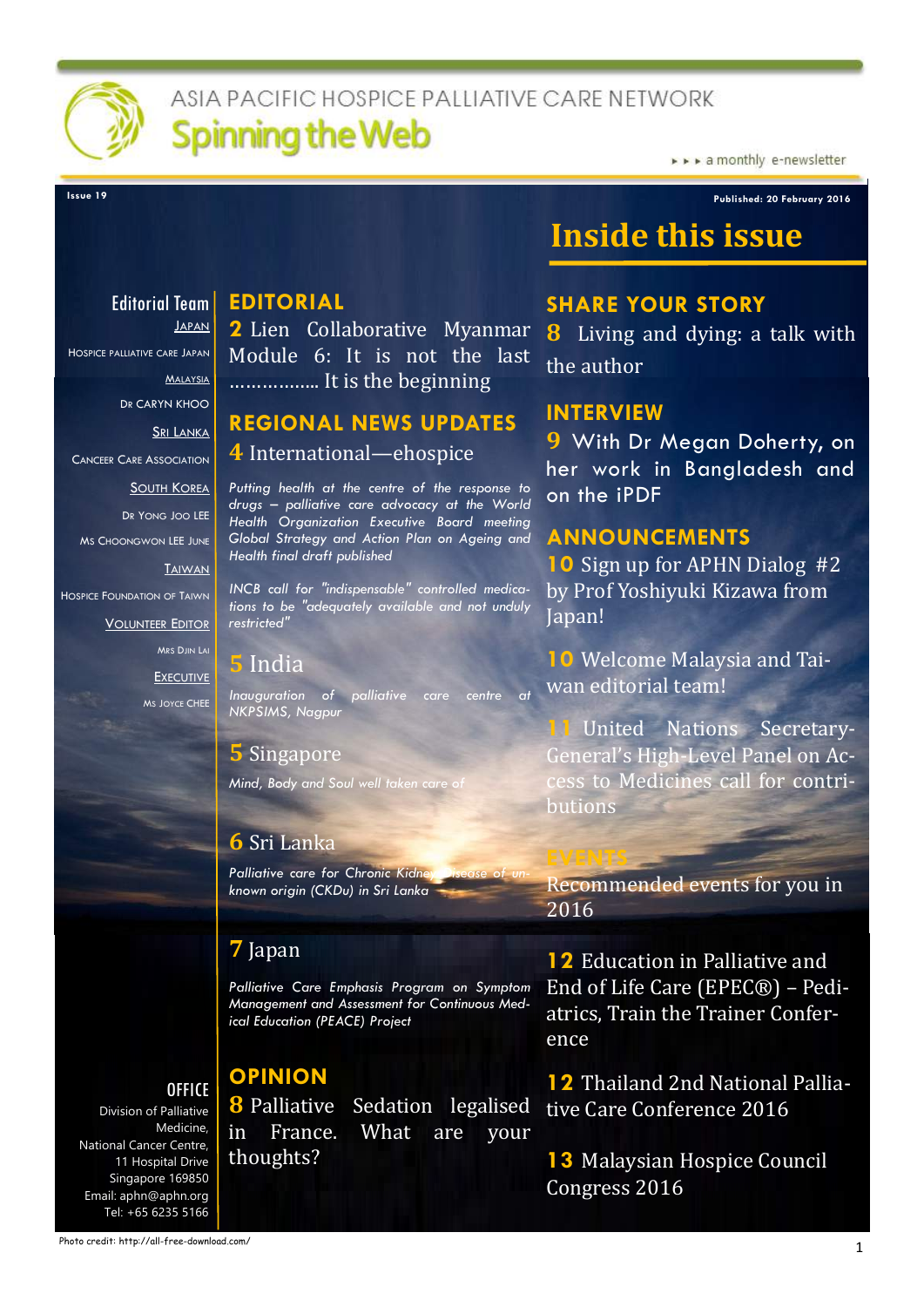# ASIA PACIFIC HOSPICE PALLIATIVE CARE NETWORK

## Spinning the Web

▸▸▸ a monthly e-newsletter

Issue 19

Published: 20 February 2016

# Inside this issue

### Editorial Team

JAPAN

HOSPICE PALLIATIVE CARE JAPAN

MALAYSIA

DR CARYN KHOO

SRI LANKA

CANCEER CARE ASSOCIATION

SOUTH KOREA

DR YONG JOO LEE

MS CHOONGWON LEE JUNE

TAIWAN

HOSPICE FOUNDATION OF TAIWN

VOLUNTEER EDITOR

MRS DJIN LAI

EXECUTIVE

MS JOYCE CHEE

### OFFICE

Division of Palliative Medicine,
National Cancer Centre,
11 Hospital Drive
Singapore 169850
Email: aphn@aphn.org
Tel: +65 6235 5166

## EDITORIAL

**2** Lien Collaborative Myanmar Module 6: It is not the last …………….. It is the beginning

## REGIONAL NEWS UPDATES

**4** International—ehospice

*Putting health at the centre of the response to drugs – palliative care advocacy at the World Health Organization Executive Board meeting Global Strategy and Action Plan on Ageing and Health final draft published*

*INCB call for "indispensable" controlled medications to be "adequately available and not unduly restricted"*

**5** India

*Inauguration of palliative care centre at NKPSIMS, Nagpur*

**5** Singapore

*Mind, Body and Soul well taken care of*

**6** Sri Lanka

*Palliative care for Chronic Kidney Disease of unknown origin (CKDu) in Sri Lanka*

**7** Japan

*Palliative Care Emphasis Program on Symptom Management and Assessment for Continuous Medical Education (PEACE) Project*

## OPINION

**8** Palliative Sedation legalised in France. What are your thoughts?

## SHARE YOUR STORY

**8** Living and dying: a talk with the author

## INTERVIEW

**9** With Dr Megan Doherty, on her work in Bangladesh and on the iPDF

## ANNOUNCEMENTS

**10** Sign up for APHN Dialog #2 by Prof Yoshiyuki Kizawa from Japan!

**10** Welcome Malaysia and Taiwan editorial team!

**11** United Nations Secretary-General's High-Level Panel on Access to Medicines call for contributions

## EVENTS

Recommended events for you in 2016

**12** Education in Palliative and End of Life Care (EPEC®) – Pediatrics, Train the Trainer Conference

**12** Thailand 2nd National Palliative Care Conference 2016

**13** Malaysian Hospice Council Congress 2016

Photo credit: http://all-free-download.com/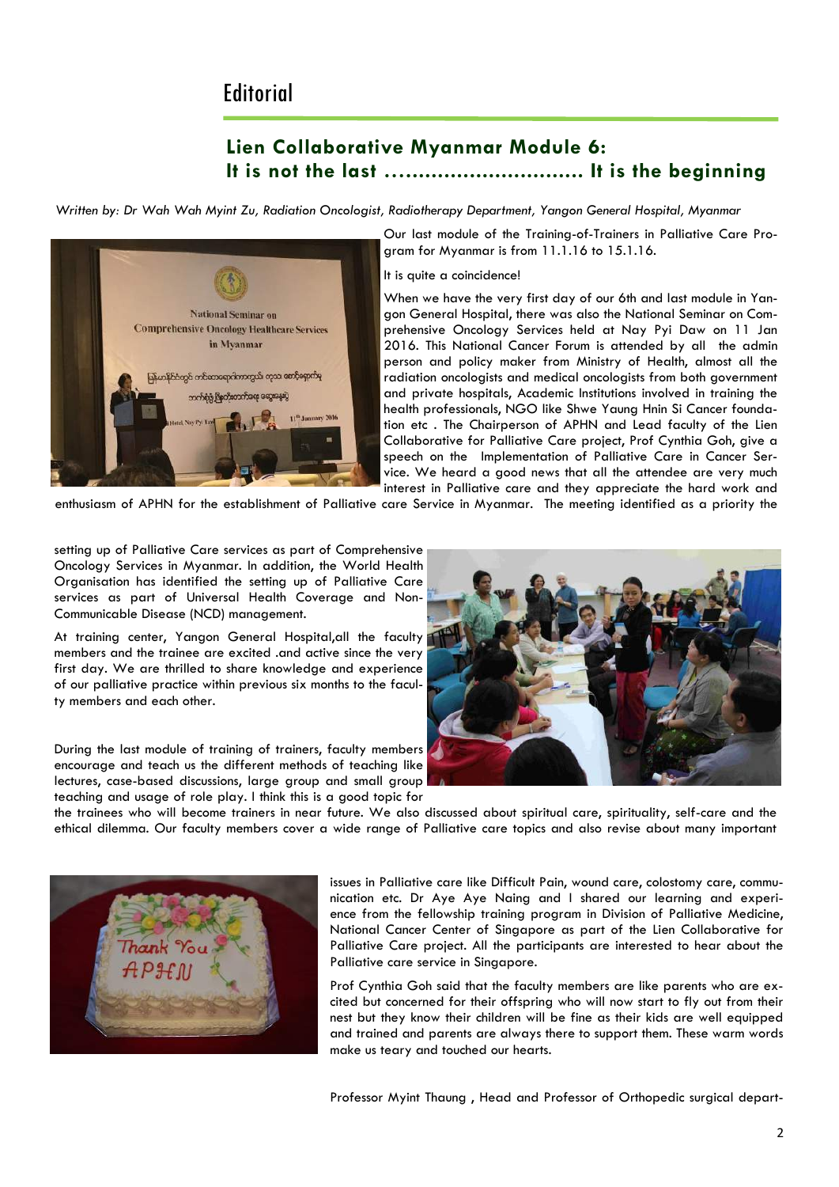# Editorial

## Lien Collaborative Myanmar Module 6: It is not the last ............................... It is the beginning

*Written by: Dr Wah Wah Myint Zu, Radiation Oncologist, Radiotherapy Department, Yangon General Hospital, Myanmar*

Our last module of the Training-of-Trainers in Palliative Care Program for Myanmar is from 11.1.16 to 15.1.16.

It is quite a coincidence!

When we have the very first day of our 6th and last module in Yangon General Hospital, there was also the National Seminar on Comprehensive Oncology Services held at Nay Pyi Daw on 11 Jan 2016. This National Cancer Forum is attended by all the admin person and policy maker from Ministry of Health, almost all the radiation oncologists and medical oncologists from both government and private hospitals, Academic Institutions involved in training the health professionals, NGO like Shwe Yaung Hnin Si Cancer foundation etc . The Chairperson of APHN and Lead faculty of the Lien Collaborative for Palliative Care project, Prof Cynthia Goh, give a speech on the Implementation of Palliative Care in Cancer Service. We heard a good news that all the attendee are very much interest in Palliative care and they appreciate the hard work and enthusiasm of APHN for the establishment of Palliative care Service in Myanmar. The meeting identified as a priority the setting up of Palliative Care services as part of Comprehensive Oncology Services in Myanmar. In addition, the World Health Organisation has identified the setting up of Palliative Care services as part of Universal Health Coverage and Non-Communicable Disease (NCD) management.

At training center, Yangon General Hospital,all the faculty members and the trainee are excited .and active since the very first day. We are thrilled to share knowledge and experience of our palliative practice within previous six months to the faculty members and each other.

During the last module of training of trainers, faculty members encourage and teach us the different methods of teaching like lectures, case-based discussions, large group and small group teaching and usage of role play. I think this is a good topic for the trainees who will become trainers in near future. We also discussed about spiritual care, spirituality, self-care and the ethical dilemma. Our faculty members cover a wide range of Palliative care topics and also revise about many important issues in Palliative care like Difficult Pain, wound care, colostomy care, communication etc. Dr Aye Aye Naing and I shared our learning and experience from the fellowship training program in Division of Palliative Medicine, National Cancer Center of Singapore as part of the Lien Collaborative for Palliative Care project. All the participants are interested to hear about the Palliative care service in Singapore.

Prof Cynthia Goh said that the faculty members are like parents who are excited but concerned for their offspring who will now start to fly out from their nest but they know their children will be fine as their kids are well equipped and trained and parents are always there to support them. These warm words make us teary and touched our hearts.

Professor Myint Thaung , Head and Professor of Orthopedic surgical depart-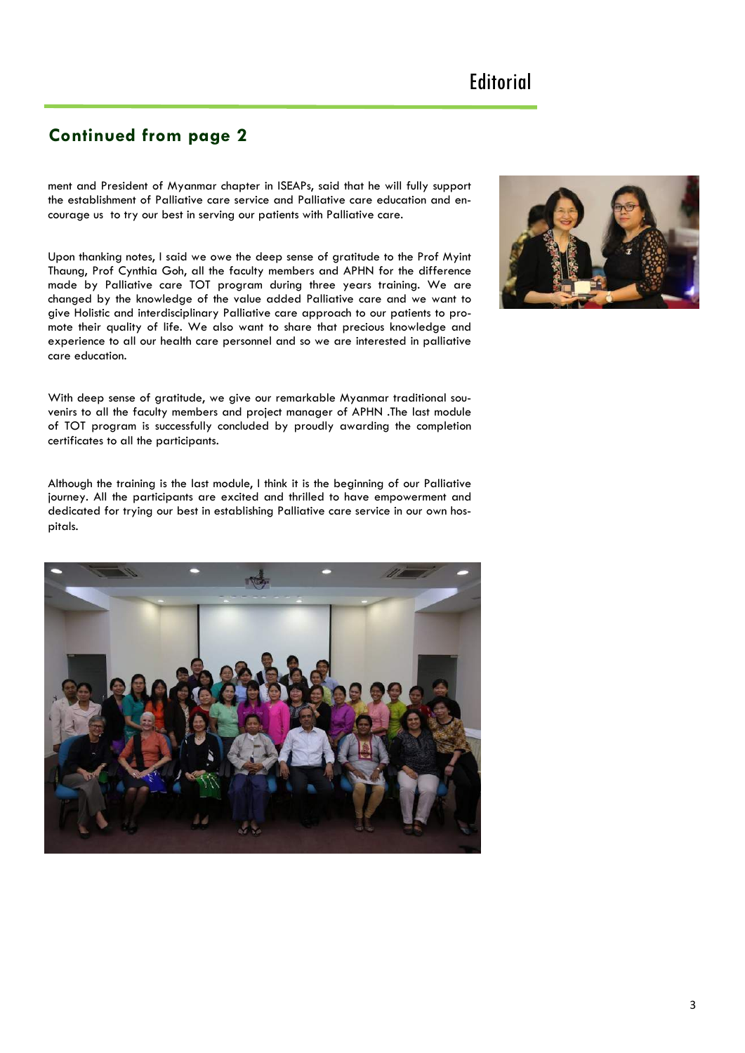## Continued from page 2

ment and President of Myanmar chapter in ISEAPs, said that he will fully support the establishment of Palliative care service and Palliative care education and encourage us to try our best in serving our patients with Palliative care.

Upon thanking notes, I said we owe the deep sense of gratitude to the Prof Myint Thaung, Prof Cynthia Goh, all the faculty members and APHN for the difference made by Palliative care TOT program during three years training. We are changed by the knowledge of the value added Palliative care and we want to give Holistic and interdisciplinary Palliative care approach to our patients to promote their quality of life. We also want to share that precious knowledge and experience to all our health care personnel and so we are interested in palliative care education.

With deep sense of gratitude, we give our remarkable Myanmar traditional souvenirs to all the faculty members and project manager of APHN .The last module of TOT program is successfully concluded by proudly awarding the completion certificates to all the participants.

Although the training is the last module, I think it is the beginning of our Palliative journey. All the participants are excited and thrilled to have empowerment and dedicated for trying our best in establishing Palliative care service in our own hospitals.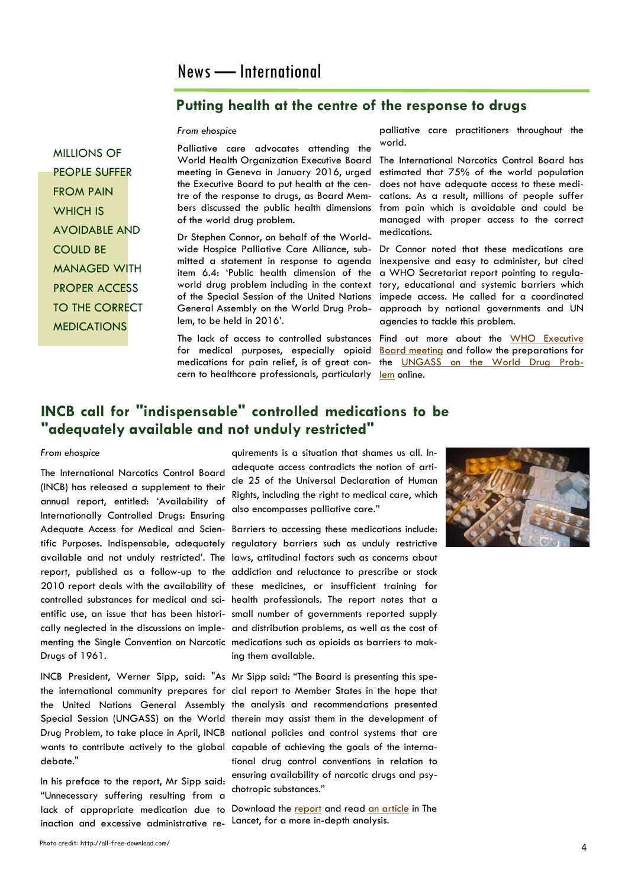# News — International

## Putting health at the centre of the response to drugs

*From ehospice*

> MILLIONS OF PEOPLE SUFFER FROM PAIN WHICH IS AVOIDABLE AND COULD BE MANAGED WITH PROPER ACCESS TO THE CORRECT MEDICATIONS

Palliative care advocates attending the World Health Organization Executive Board meeting in Geneva in January 2016, urged the Executive Board to put health at the centre of the response to drugs, as Board Members discussed the public health dimensions of the world drug problem.

Dr Stephen Connor, on behalf of the Worldwide Hospice Palliative Care Alliance, submitted a statement in response to agenda item 6.4: 'Public health dimension of the world drug problem including in the context of the Special Session of the United Nations General Assembly on the World Drug Problem, to be held in 2016'.

The lack of access to controlled substances for medical purposes, especially opioid medications for pain relief, is of great concern to healthcare professionals, particularly palliative care practitioners throughout the world.

The International Narcotics Control Board has estimated that 75% of the world population does not have adequate access to these medications. As a result, millions of people suffer from pain which is avoidable and could be managed with proper access to the correct medications.

Dr Connor noted that these medications are inexpensive and easy to administer, but cited a WHO Secretariat report pointing to regulatory, educational and systemic barriers which impede access. He called for a coordinated approach by national governments and UN agencies to tackle this problem.

Find out more about the WHO Executive Board meeting and follow the preparations for the UNGASS on the World Drug Problem online.

## INCB call for "indispensable" controlled medications to be "adequately available and not unduly restricted"

*From ehospice*

The International Narcotics Control Board (INCB) has released a supplement to their annual report, entitled: 'Availability of Internationally Controlled Drugs: Ensuring Adequate Access for Medical and Scientific Purposes. Indispensable, adequately available and not unduly restricted'. The report, published as a follow-up to the 2010 report deals with the availability of controlled substances for medical and scientific use, an issue that has been historically neglected in the discussions on implementing the Single Convention on Narcotic Drugs of 1961.

INCB President, Werner Sipp, said: "As the international community prepares for the United Nations General Assembly Special Session (UNGASS) on the World Drug Problem, to take place in April, INCB wants to contribute actively to the global debate."

In his preface to the report, Mr Sipp said: "Unnecessary suffering resulting from a lack of appropriate medication due to inaction and excessive administrative requirements is a situation that shames us all. Inadequate access contradicts the notion of article 25 of the Universal Declaration of Human Rights, including the right to medical care, which also encompasses palliative care."

Barriers to accessing these medications include: regulatory barriers such as unduly restrictive laws, attitudinal factors such as concerns about addiction and reluctance to prescribe or stock these medicines, or insufficient training for health professionals. The report notes that a small number of governments reported supply and distribution problems, as well as the cost of medications such as opioids as barriers to making them available.

Mr Sipp said: "The Board is presenting this special report to Member States in the hope that the analysis and recommendations presented therein may assist them in the development of national policies and control systems that are capable of achieving the goals of the international drug control conventions in relation to ensuring availability of narcotic drugs and psychotropic substances."

Download the report and read an article in The Lancet, for a more in-depth analysis.

Photo credit: http://all-free-download.com/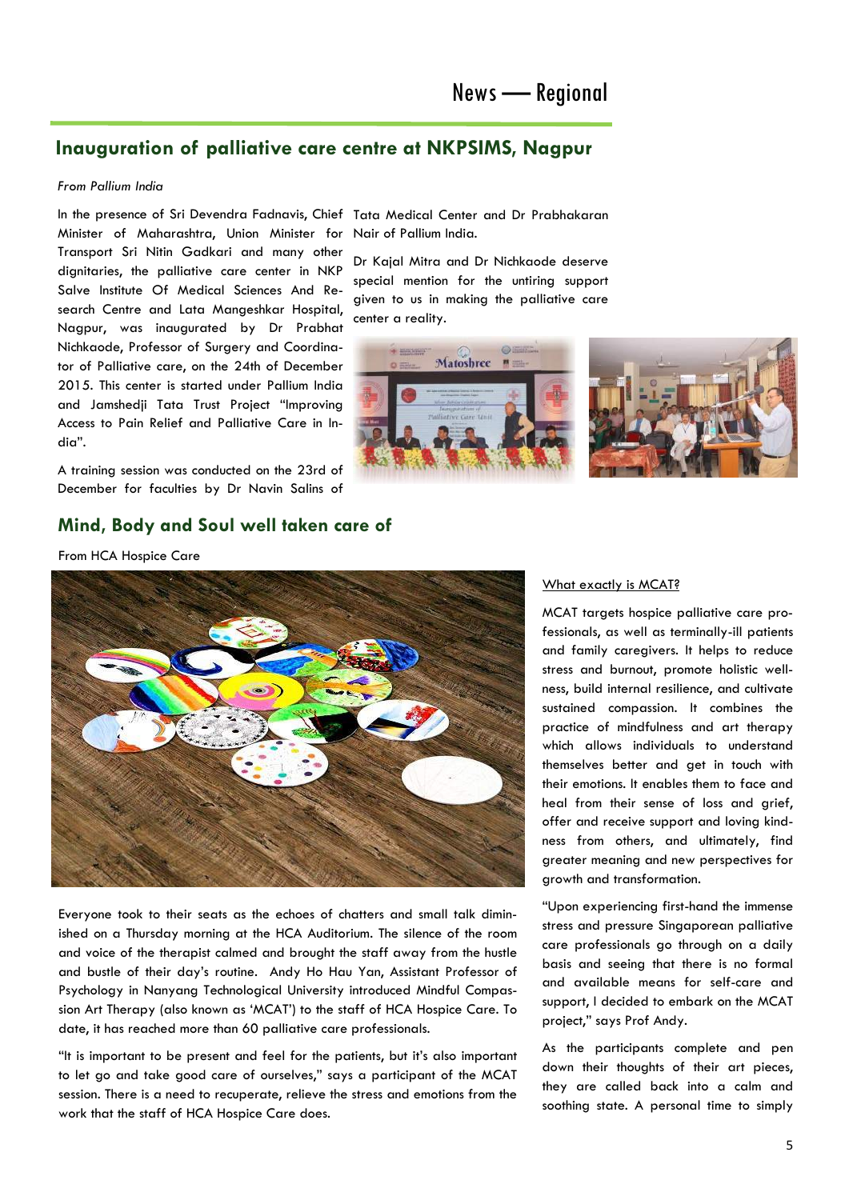## Inauguration of palliative care centre at NKPSIMS, Nagpur

*From Pallium India*

In the presence of Sri Devendra Fadnavis, Chief Minister of Maharashtra, Union Minister for Transport Sri Nitin Gadkari and many other dignitaries, the palliative care center in NKP Salve Institute Of Medical Sciences And Research Centre and Lata Mangeshkar Hospital, Nagpur, was inaugurated by Dr Prabhat Nichkaode, Professor of Surgery and Coordinator of Palliative care, on the 24th of December 2015. This center is started under Pallium India and Jamshedji Tata Trust Project "Improving Access to Pain Relief and Palliative Care in India".

A training session was conducted on the 23rd of December for faculties by Dr Navin Salins of Tata Medical Center and Dr Prabhakaran Nair of Pallium India.

Dr Kajal Mitra and Dr Nichkaode deserve special mention for the untiring support given to us in making the palliative care center a reality.

## Mind, Body and Soul well taken care of

From HCA Hospice Care

Everyone took to their seats as the echoes of chatters and small talk diminished on a Thursday morning at the HCA Auditorium. The silence of the room and voice of the therapist calmed and brought the staff away from the hustle and bustle of their day's routine. Andy Ho Hau Yan, Assistant Professor of Psychology in Nanyang Technological University introduced Mindful Compassion Art Therapy (also known as 'MCAT') to the staff of HCA Hospice Care. To date, it has reached more than 60 palliative care professionals.

"It is important to be present and feel for the patients, but it's also important to let go and take good care of ourselves," says a participant of the MCAT session. There is a need to recuperate, relieve the stress and emotions from the work that the staff of HCA Hospice Care does.

<u>What exactly is MCAT?</u>

MCAT targets hospice palliative care professionals, as well as terminally-ill patients and family caregivers. It helps to reduce stress and burnout, promote holistic wellness, build internal resilience, and cultivate sustained compassion. It combines the practice of mindfulness and art therapy which allows individuals to understand themselves better and get in touch with their emotions. It enables them to face and heal from their sense of loss and grief, offer and receive support and loving kindness from others, and ultimately, find greater meaning and new perspectives for growth and transformation.

"Upon experiencing first-hand the immense stress and pressure Singaporean palliative care professionals go through on a daily basis and seeing that there is no formal and available means for self-care and support, I decided to embark on the MCAT project," says Prof Andy.

As the participants complete and pen down their thoughts of their art pieces, they are called back into a calm and soothing state. A personal time to simply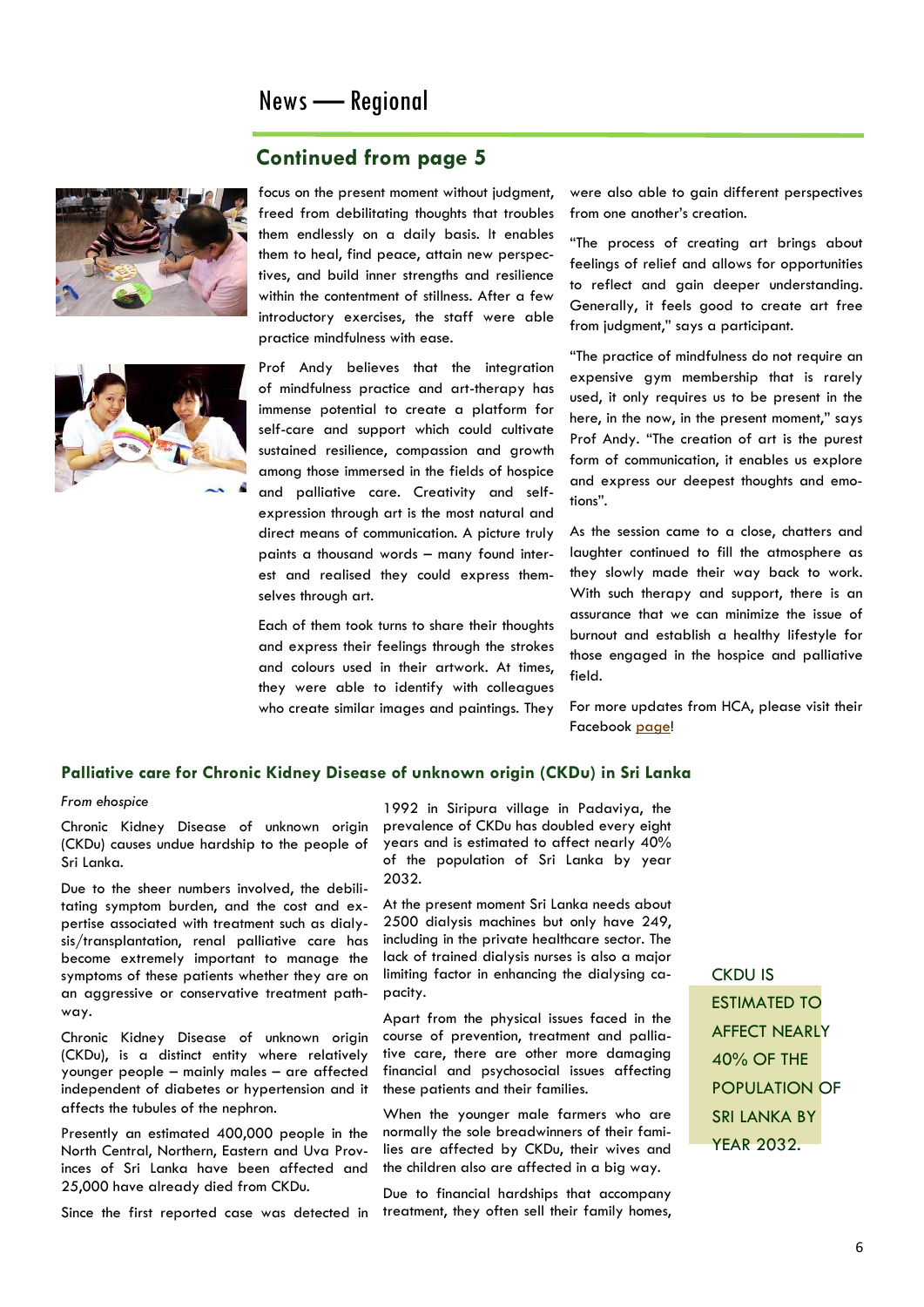# News — Regional

## Continued from page 5

focus on the present moment without judgment, freed from debilitating thoughts that troubles them endlessly on a daily basis. It enables them to heal, find peace, attain new perspectives, and build inner strengths and resilience within the contentment of stillness. After a few introductory exercises, the staff were able practice mindfulness with ease.

Prof Andy believes that the integration of mindfulness practice and art-therapy has immense potential to create a platform for self-care and support which could cultivate sustained resilience, compassion and growth among those immersed in the fields of hospice and palliative care. Creativity and self-expression through art is the most natural and direct means of communication. A picture truly paints a thousand words – many found interest and realised they could express themselves through art.

Each of them took turns to share their thoughts and express their feelings through the strokes and colours used in their artwork. At times, they were able to identify with colleagues who create similar images and paintings. They were also able to gain different perspectives from one another's creation.

"The process of creating art brings about feelings of relief and allows for opportunities to reflect and gain deeper understanding. Generally, it feels good to create art free from judgment," says a participant.

"The practice of mindfulness do not require an expensive gym membership that is rarely used, it only requires us to be present in the here, in the now, in the present moment," says Prof Andy. "The creation of art is the purest form of communication, it enables us explore and express our deepest thoughts and emotions".

As the session came to a close, chatters and laughter continued to fill the atmosphere as they slowly made their way back to work. With such therapy and support, there is an assurance that we can minimize the issue of burnout and establish a healthy lifestyle for those engaged in the hospice and palliative field.

For more updates from HCA, please visit their Facebook page!

## Palliative care for Chronic Kidney Disease of unknown origin (CKDu) in Sri Lanka

*From ehospice*

Chronic Kidney Disease of unknown origin (CKDu) causes undue hardship to the people of Sri Lanka.

Due to the sheer numbers involved, the debilitating symptom burden, and the cost and expertise associated with treatment such as dialysis/transplantation, renal palliative care has become extremely important to manage the symptoms of these patients whether they are on an aggressive or conservative treatment pathway.

Chronic Kidney Disease of unknown origin (CKDu), is a distinct entity where relatively younger people – mainly males – are affected independent of diabetes or hypertension and it affects the tubules of the nephron.

Presently an estimated 400,000 people in the North Central, Northern, Eastern and Uva Provinces of Sri Lanka have been affected and 25,000 have already died from CKDu.

Since the first reported case was detected in 1992 in Siripura village in Padaviya, the prevalence of CKDu has doubled every eight years and is estimated to affect nearly 40% of the population of Sri Lanka by year 2032.

At the present moment Sri Lanka needs about 2500 dialysis machines but only have 249, including in the private healthcare sector. The lack of trained dialysis nurses is also a major limiting factor in enhancing the dialysing capacity.

Apart from the physical issues faced in the course of prevention, treatment and palliative care, there are other more damaging financial and psychosocial issues affecting these patients and their families.

When the younger male farmers who are normally the sole breadwinners of their families are affected by CKDu, their wives and the children also are affected in a big way.

Due to financial hardships that accompany treatment, they often sell their family homes,

CKDU IS ESTIMATED TO AFFECT NEARLY 40% OF THE POPULATION OF SRI LANKA BY YEAR 2032.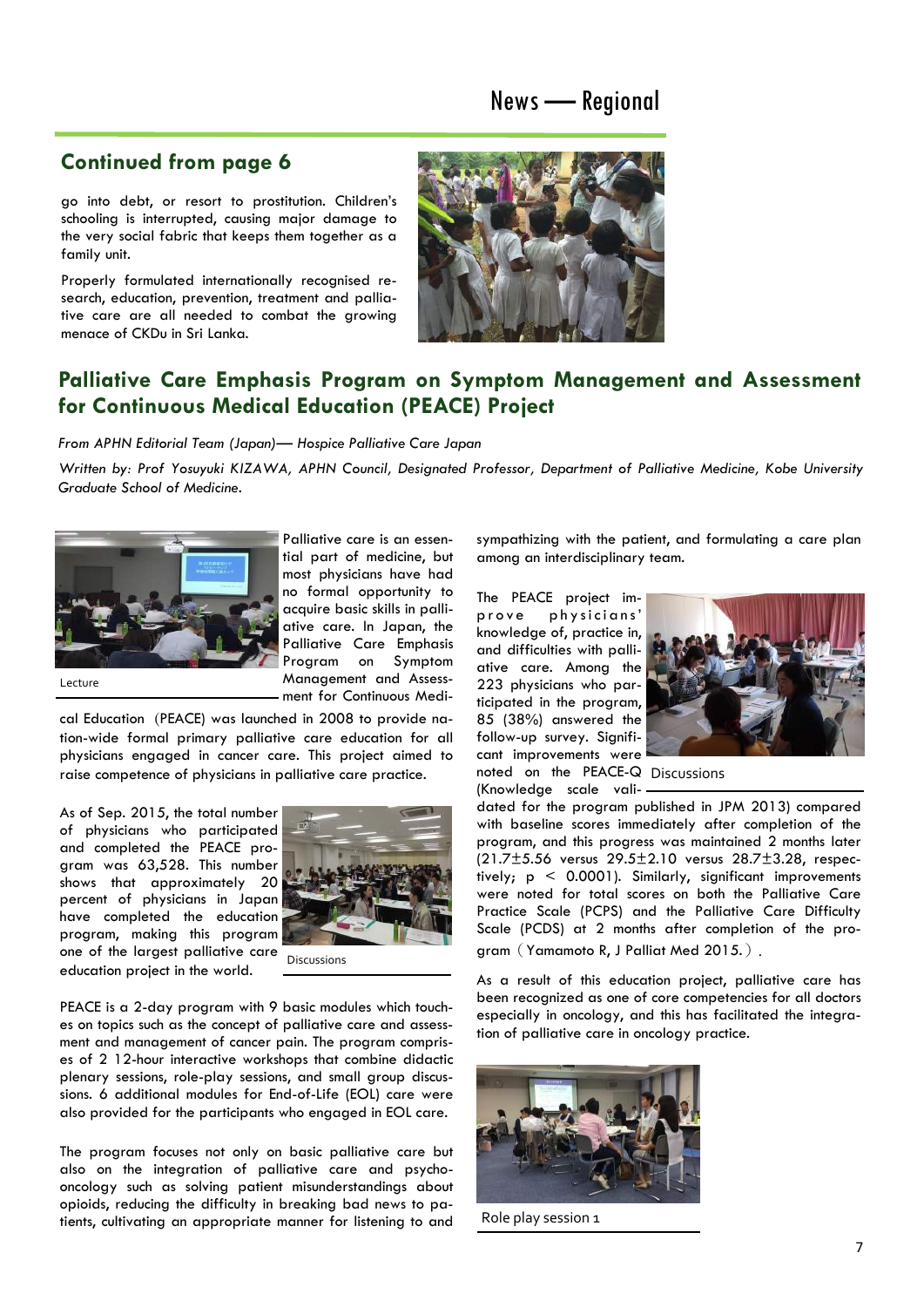## Continued from page 6

go into debt, or resort to prostitution. Children's schooling is interrupted, causing major damage to the very social fabric that keeps them together as a family unit.

Properly formulated internationally recognised research, education, prevention, treatment and palliative care are all needed to combat the growing menace of CKDu in Sri Lanka.

## Palliative Care Emphasis Program on Symptom Management and Assessment for Continuous Medical Education (PEACE) Project

*From APHN Editorial Team (Japan)— Hospice Palliative Care Japan*

*Written by: Prof Yosuyuki KIZAWA, APHN Council, Designated Professor, Department of Palliative Medicine, Kobe University Graduate School of Medicine.*

Lecture

Palliative care is an essential part of medicine, but most physicians have had no formal opportunity to acquire basic skills in palliative care. In Japan, the Palliative Care Emphasis Program on Symptom Management and Assessment for Continuous Medical Education (PEACE) was launched in 2008 to provide nation-wide formal primary palliative care education for all physicians engaged in cancer care. This project aimed to raise competence of physicians in palliative care practice.

As of Sep. 2015, the total number of physicians who participated and completed the PEACE program was 63,528. This number shows that approximately 20 percent of physicians in Japan have completed the education program, making this program one of the largest palliative care education project in the world.

Discussions

PEACE is a 2-day program with 9 basic modules which touches on topics such as the concept of palliative care and assessment and management of cancer pain. The program comprises of 2 12-hour interactive workshops that combine didactic plenary sessions, role-play sessions, and small group discussions. 6 additional modules for End-of-Life (EOL) care were also provided for the participants who engaged in EOL care.

The program focuses not only on basic palliative care but also on the integration of palliative care and psycho-oncology such as solving patient misunderstandings about opioids, reducing the difficulty in breaking bad news to patients, cultivating an appropriate manner for listening to and sympathizing with the patient, and formulating a care plan among an interdisciplinary team.

The PEACE project improve physicians' knowledge of, practice in, and difficulties with palliative care. Among the 223 physicians who participated in the program, 85 (38%) answered the follow-up survey. Significant improvements were noted on the PEACE-Q (Knowledge scale validated for the program published in JPM 2013) compared with baseline scores immediately after completion of the program, and this progress was maintained 2 months later ($21.7 \pm 5.56$ versus $29.5 \pm 2.10$ versus $28.7 \pm 3.28$, respectively; $p < 0.0001$). Similarly, significant improvements were noted for total scores on both the Palliative Care Practice Scale (PCPS) and the Palliative Care Difficulty Scale (PCDS) at 2 months after completion of the program（Yamamoto R, J Palliat Med 2015.）.

Discussions

As a result of this education project, palliative care has been recognized as one of core competencies for all doctors especially in oncology, and this has facilitated the integration of palliative care in oncology practice.

Role play session 1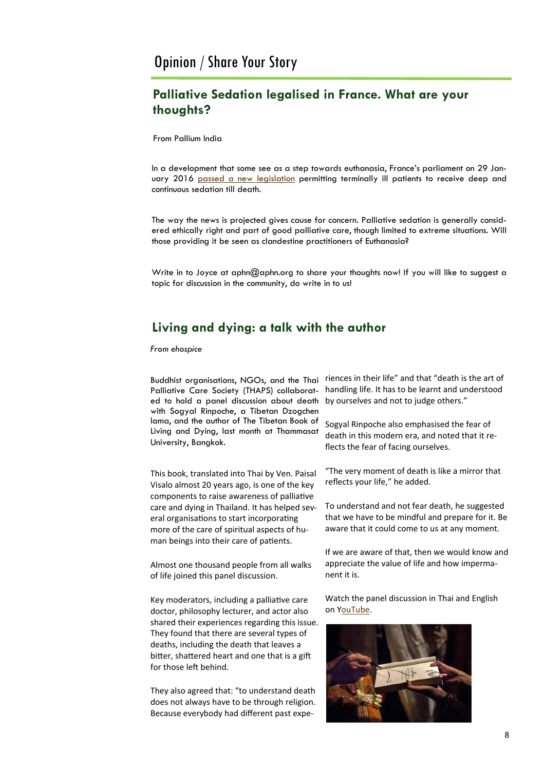# Opinion / Share Your Story

## Palliative Sedation legalised in France. What are your thoughts?

From Pallium India

In a development that some see as a step towards euthanasia, France's parliament on 29 January 2016 passed a new legislation permitting terminally ill patients to receive deep and continuous sedation till death.

The way the news is projected gives cause for concern. Palliative sedation is generally considered ethically right and part of good palliative care, though limited to extreme situations. Will those providing it be seen as clandestine practitioners of Euthanasia?

Write in to Joyce at aphn@aphn.org to share your thoughts now! If you will like to suggest a topic for discussion in the community, do write in to us!

## Living and dying: a talk with the author

*From ehospice*

Buddhist organisations, NGOs, and the Thai Palliative Care Society (THAPS) collaborated to hold a panel discussion about death with Sogyal Rinpoche, a Tibetan Dzogchen lama, and the author of The Tibetan Book of Living and Dying, last month at Thammasat University, Bangkok.

This book, translated into Thai by Ven. Paisal Visalo almost 20 years ago, is one of the key components to raise awareness of palliative care and dying in Thailand. It has helped several organisations to start incorporating more of the care of spiritual aspects of human beings into their care of patients.

Almost one thousand people from all walks of life joined this panel discussion.

Key moderators, including a palliative care doctor, philosophy lecturer, and actor also shared their experiences regarding this issue. They found that there are several types of deaths, including the death that leaves a bitter, shattered heart and one that is a gift for those left behind.

They also agreed that: "to understand death does not always have to be through religion. Because everybody had different past experiences in their life" and that "death is the art of handling life. It has to be learnt and understood by ourselves and not to judge others."

Sogyal Rinpoche also emphasised the fear of death in this modern era, and noted that it reflects the fear of facing ourselves.

"The very moment of death is like a mirror that reflects your life," he added.

To understand and not fear death, he suggested that we have to be mindful and prepare for it. Be aware that it could come to us at any moment.

If we are aware of that, then we would know and appreciate the value of life and how impermanent it is.

Watch the panel discussion in Thai and English on YouTube.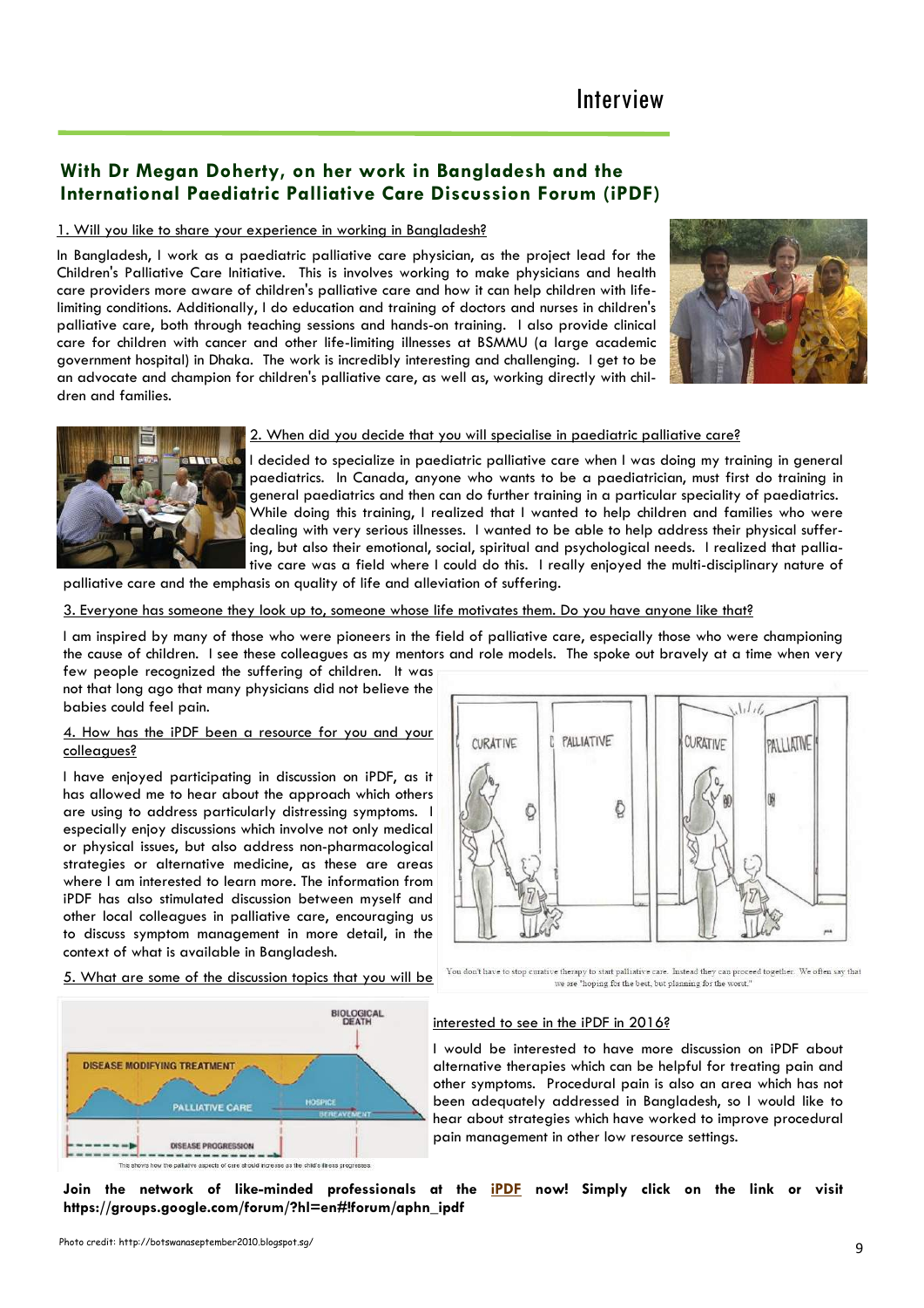# Interview

## With Dr Megan Doherty, on her work in Bangladesh and the International Paediatric Palliative Care Discussion Forum (iPDF)

1. Will you like to share your experience in working in Bangladesh?

In Bangladesh, I work as a paediatric palliative care physician, as the project lead for the Children's Palliative Care Initiative. This is involves working to make physicians and health care providers more aware of children's palliative care and how it can help children with life-limiting conditions. Additionally, I do education and training of doctors and nurses in children's palliative care, both through teaching sessions and hands-on training. I also provide clinical care for children with cancer and other life-limiting illnesses at BSMMU (a large academic government hospital) in Dhaka. The work is incredibly interesting and challenging. I get to be an advocate and champion for children's palliative care, as well, working directly with children and families.

2. When did you decide that you will specialise in paediatric palliative care?

I decided to specialize in paediatric palliative care when I was doing my training in general paediatrics. In Canada, anyone who wants to be a paediatrician, must first do training in general paediatrics and then can do further training in a particular speciality of paediatrics. While doing this training, I realized that I wanted to help children and families who were dealing with very serious illnesses. I wanted to be able to help address their physical suffering, but also their emotional, social, spiritual and psychological needs. I realized that palliative care was a field where I could do this. I really enjoyed the multi-disciplinary nature of palliative care and the emphasis on quality of life and alleviation of suffering.

3. Everyone has someone they look up to, someone whose life motivates them. Do you have anyone like that?

I am inspired by many of those who were pioneers in the field of palliative care, especially those who were championing the cause of children. I see these colleagues as my mentors and role models. The spoke out bravely at a time when very few people recognized the suffering of children. It was not that long ago that many physicians did not believe the babies could feel pain.

4. How has the iPDF been a resource for you and your colleagues?

I have enjoyed participating in discussion on iPDF, as it has allowed me to hear about the approach which others are using to address particularly distressing symptoms. I especially enjoy discussions which involve not only medical or physical issues, but also address non-pharmacological strategies or alternative medicine, as these are areas where I am interested to learn more. The information from iPDF has also stimulated discussion between myself and other local colleagues in palliative care, encouraging us to discuss symptom management in more detail, in the context of what is available in Bangladesh.

You don't have to stop curative therapy to start palliative care. Instead they can proceed together. We often say that we are "hoping for the best, but planning for the worst."

5. What are some of the discussion topics that you will be interested to see in the iPDF in 2016?

I would be interested to have more discussion on iPDF about alternative therapies which can be helpful for treating pain and other symptoms. Procedural pain is also an area which has not been adequately addressed in Bangladesh, so I would like to hear about strategies which have worked to improve procedural pain management in other low resource settings.

This shows how the palliative aspects of care should increase as the child's illness progresses.

**Join the network of like-minded professionals at the iPDF now! Simply click on the link or visit https://groups.google.com/forum/?hl=en#!forum/aphn_ipdf**

Photo credit: http://botswanaseptember2010.blogspot.sg/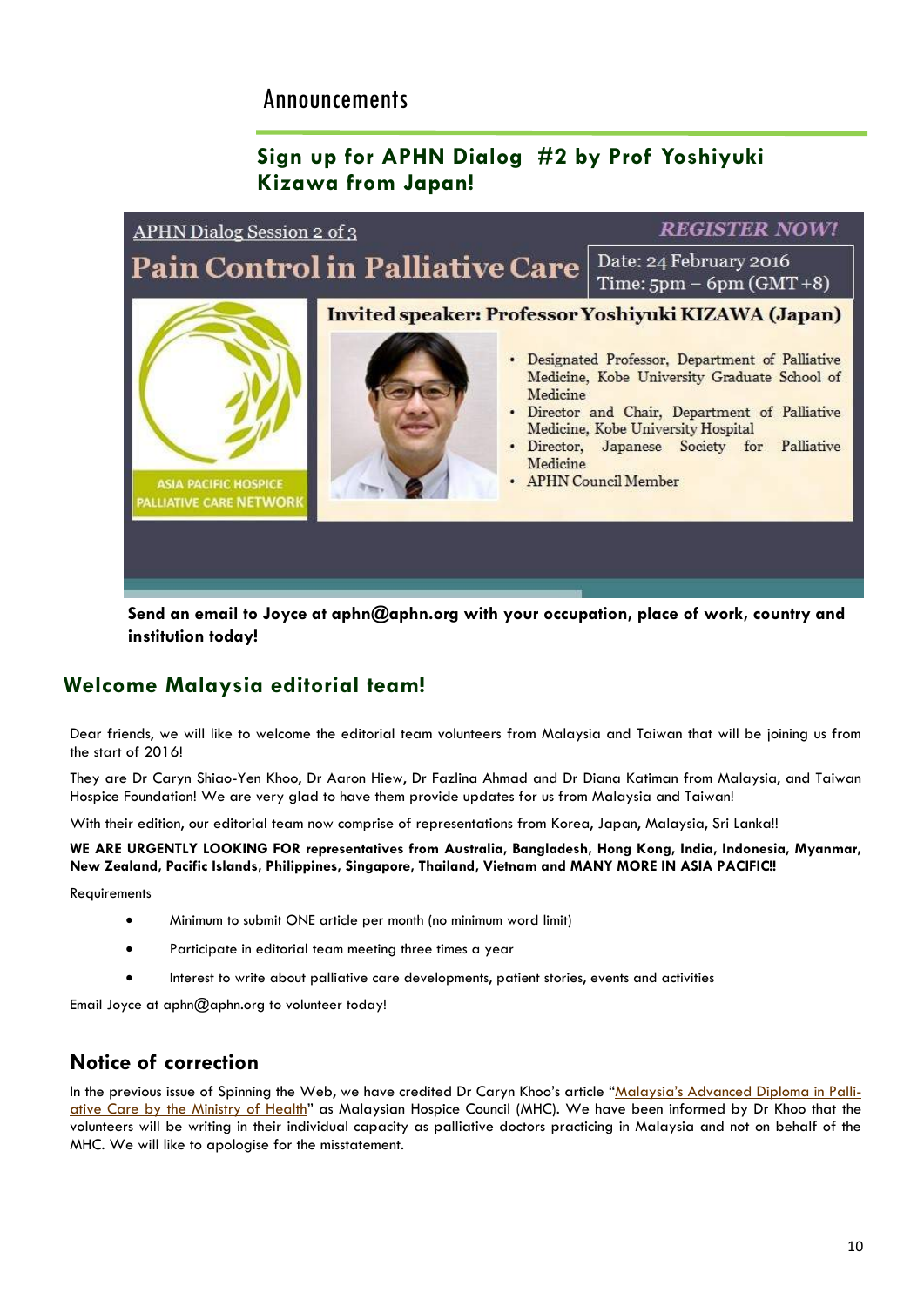# Announcements

## Sign up for APHN Dialog #2 by Prof Yoshiyuki Kizawa from Japan!

APHN Dialog Session 2 of 3

**REGISTER NOW!**

**Pain Control in Palliative Care**

Date: 24 February 2016
Time: 5pm – 6pm (GMT +8)

**Invited speaker: Professor Yoshiyuki KIZAWA (Japan)**

- Designated Professor, Department of Palliative Medicine, Kobe University Graduate School of Medicine
- Director and Chair, Department of Palliative Medicine, Kobe University Hospital
- Director, Japanese Society for Palliative Medicine
- APHN Council Member

ASIA PACIFIC HOSPICE PALLIATIVE CARE NETWORK

**Send an email to Joyce at aphn@aphn.org with your occupation, place of work, country and institution today!**

## Welcome Malaysia editorial team!

Dear friends, we will like to welcome the editorial team volunteers from Malaysia and Taiwan that will be joining us from the start of 2016!

They are Dr Caryn Shiao-Yen Khoo, Dr Aaron Hiew, Dr Fazlina Ahmad and Dr Diana Katiman from Malaysia, and Taiwan Hospice Foundation! We are very glad to have them provide updates for us from Malaysia and Taiwan!

With their edition, our editorial team now comprise of representations from Korea, Japan, Malaysia, Sri Lanka!!

**WE ARE URGENTLY LOOKING FOR representatives from Australia, Bangladesh, Hong Kong, India, Indonesia, Myanmar, New Zealand, Pacific Islands, Philippines, Singapore, Thailand, Vietnam and MANY MORE IN ASIA PACIFIC!!**

Requirements

- Minimum to submit ONE article per month (no minimum word limit)
- Participate in editorial team meeting three times a year
- Interest to write about palliative care developments, patient stories, events and activities

Email Joyce at aphn@aphn.org to volunteer today!

## Notice of correction

In the previous issue of Spinning the Web, we have credited Dr Caryn Khoo's article "Malaysia's Advanced Diploma in Palliative Care by the Ministry of Health" as Malaysian Hospice Council (MHC). We have been informed by Dr Khoo that the volunteers will be writing in their individual capacity as palliative doctors practicing in Malaysia and not on behalf of the MHC. We will like to apologise for the misstatement.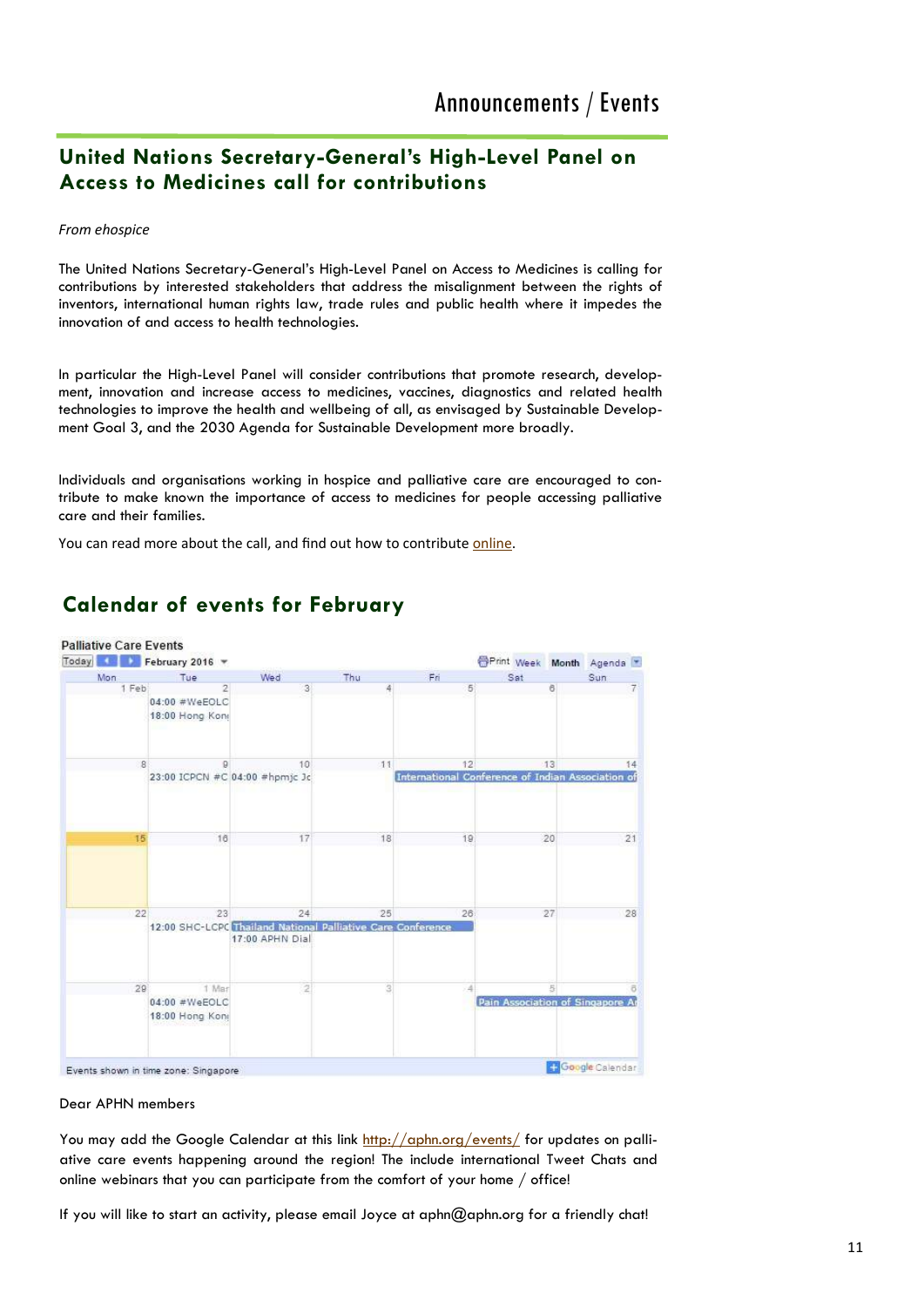# Announcements / Events

## United Nations Secretary-General's High-Level Panel on Access to Medicines call for contributions

*From ehospice*

The United Nations Secretary-General's High-Level Panel on Access to Medicines is calling for contributions by interested stakeholders that address the misalignment between the rights of inventors, international human rights law, trade rules and public health where it impedes the innovation of and access to health technologies.

In particular the High-Level Panel will consider contributions that promote research, development, innovation and increase access to medicines, vaccines, diagnostics and related health technologies to improve the health and wellbeing of all, as envisaged by Sustainable Development Goal 3, and the 2030 Agenda for Sustainable Development more broadly.

Individuals and organisations working in hospice and palliative care are encouraged to contribute to make known the importance of access to medicines for people accessing palliative care and their families.

You can read more about the call, and find out how to contribute online.

## Calendar of events for February

**Palliative Care Events**

Today | February 2016 | Print | Week | Month | Agenda

| Mon | Tue | Wed | Thu | Fri | Sat | Sun |
|---|---|---|---|---|---|---|
| 1 Feb | 2<br>04:00 #WeEOLC<br>18:00 Hong Kon | 3 | 4 | 5 | 6 | 7 |
| 8 | 9<br>23:00 ICPCN #C | 10<br>04:00 #hpmjc Jc | 11 | 12<br>International Conference of Indian Association of | 13 | 14 |
| 15 | 16 | 17 | 18 | 19 | 20 | 21 |
| 22 | 23<br>12:00 SHC-LCPC | 24<br>Thailand National Palliative Care Conference<br>17:00 APHN Dial | 25 | 26 | 27 | 28 |
| 29 | 1 Mar<br>04:00 #WeEOLC<br>18:00 Hong Kon | 2 | 3 | 4 | 5<br>Pain Association of Singapore A | 6 |

Events shown in time zone: Singapore

Dear APHN members

You may add the Google Calendar at this link http://aphn.org/events/ for updates on palliative care events happening around the region! The include international Tweet Chats and online webinars that you can participate from the comfort of your home / office!

If you will like to start an activity, please email Joyce at aphn@aphn.org for a friendly chat!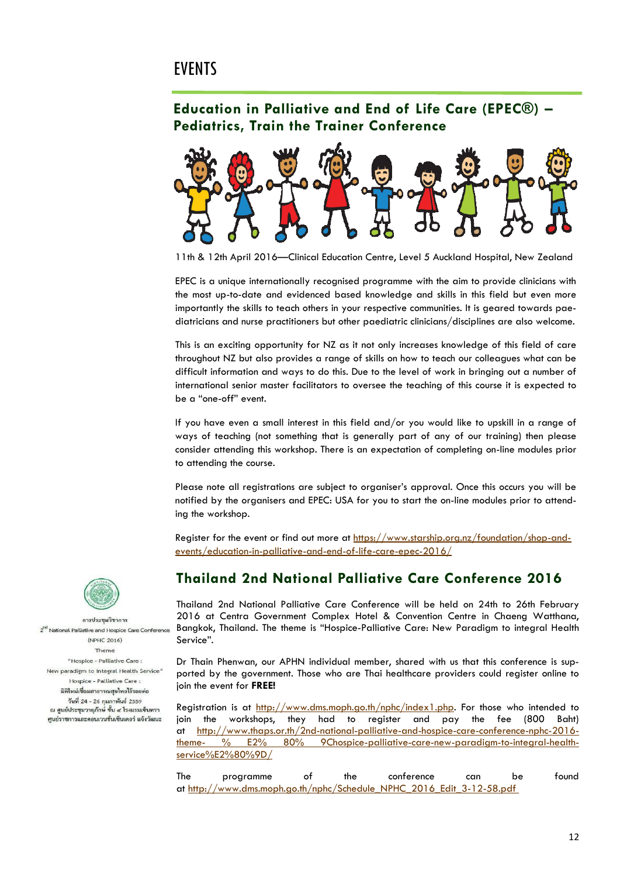# EVENTS

## Education in Palliative and End of Life Care (EPEC®) – Pediatrics, Train the Trainer Conference

11th & 12th April 2016—Clinical Education Centre, Level 5 Auckland Hospital, New Zealand

EPEC is a unique internationally recognised programme with the aim to provide clinicians with the most up-to-date and evidenced based knowledge and skills in this field but even more importantly the skills to teach others in your respective communities. It is geared towards paediatricians and nurse practitioners but other paediatric clinicians/disciplines are also welcome.

This is an exciting opportunity for NZ as it not only increases knowledge of this field of care throughout NZ but also provides a range of skills on how to teach our colleagues what can be difficult information and ways to do this. Due to the level of work in bringing out a number of international senior master facilitators to oversee the teaching of this course it is expected to be a "one-off" event.

If you have even a small interest in this field and/or you would like to upskill in a range of ways of teaching (not something that is generally part of any of our training) then please consider attending this workshop. There is an expectation of completing on-line modules prior to attending the course.

Please note all registrations are subject to organiser's approval. Once this occurs you will be notified by the organisers and EPEC: USA for you to start the on-line modules prior to attending the workshop.

Register for the event or find out more at https://www.starship.org.nz/foundation/shop-and-events/education-in-palliative-and-end-of-life-care-epec-2016/

## Thailand 2nd National Palliative Care Conference 2016

การประชุมวิชาการ
2nd National Palliative and Hospice Care Conference
(NPHC 2016)
Theme
"Hospice - Palliative Care :
New paradigm to Integral Health Service"
Hospice - Palliative Care :
มิติใหม่เชื่อมสาธารณสุขไทยไร้รอยต่อ
วันที่ 24 - 26 กุมภาพันธ์ 2559
ณ ศูนย์ประชุมวายุภักษ์ ชั้น ๔ โรงแรมเซ็นทรา
ศูนย์ราชการและคอนเวนชั่นเซ็นเตอร์ แจ้งวัฒนะ

Thailand 2nd National Palliative Care Conference will be held on 24th to 26th February 2016 at Centra Government Complex Hotel & Convention Centre in Chaeng Watthana, Bangkok, Thailand. The theme is "Hospice-Palliative Care: New Paradigm to integral Health Service".

Dr Thain Phenwan, our APHN individual member, shared with us that this conference is supported by the government. Those who are Thai healthcare providers could register online to join the event for **FREE!**

Registration is at http://www.dms.moph.go.th/nphc/index1.php. For those who intended to join the workshops, they had to register and pay the fee (800 Baht) at http://www.thaps.or.th/2nd-national-palliative-and-hospice-care-conference-nphc-2016-theme- % E2% 80% 9Chospice-palliative-care-new-paradigm-to-integral-health-service%E2%80%9D/

The programme of the conference can be found at http://www.dms.moph.go.th/nphc/Schedule_NPHC_2016_Edit_3-12-58.pdf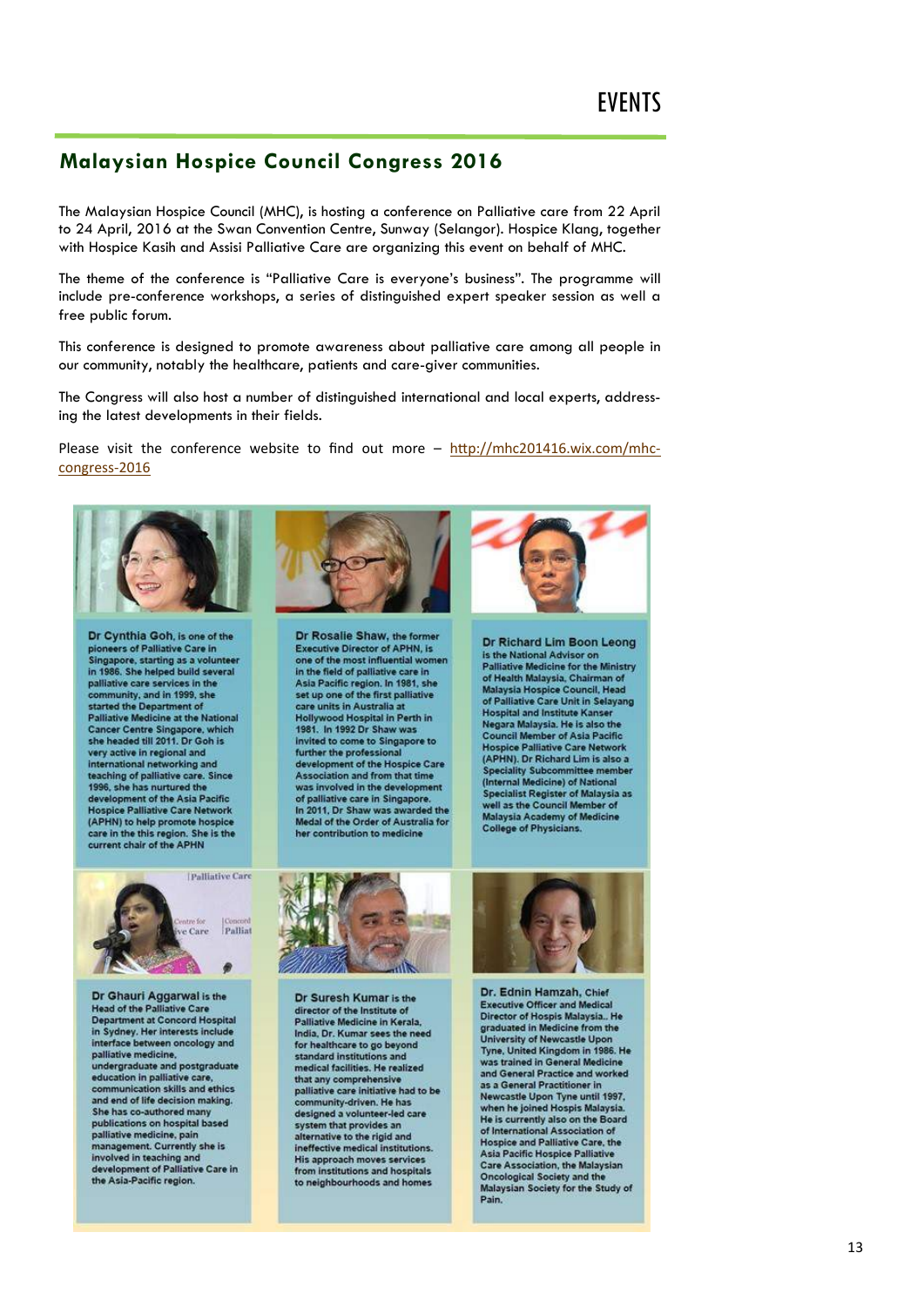# Malaysian Hospice Council Congress 2016

The Malaysian Hospice Council (MHC), is hosting a conference on Palliative care from 22 April to 24 April, 2016 at the Swan Convention Centre, Sunway (Selangor). Hospice Klang, together with Hospice Kasih and Assisi Palliative Care are organizing this event on behalf of MHC.

The theme of the conference is "Palliative Care is everyone's business". The programme will include pre-conference workshops, a series of distinguished expert speaker session as well a free public forum.

This conference is designed to promote awareness about palliative care among all people in our community, notably the healthcare, patients and care-giver communities.

The Congress will also host a number of distinguished international and local experts, addressing the latest developments in their fields.

Please visit the conference website to find out more – http://mhc201416.wix.com/mhc-congress-2016

**Dr Cynthia Goh**, is one of the pioneers of Palliative Care in Singapore, starting as a volunteer in 1986. She helped build several palliative care services in the community, and in 1999, she started the Department of Palliative Medicine at the National Cancer Centre Singapore, which she headed till 2011. Dr Goh is very active in regional and international networking and teaching of palliative care. Since 1996, she has nurtured the development of the Asia Pacific Hospice Palliative Care Network (APHN) to help promote hospice care in the this region. She is the current chair of the APHN

**Dr Rosalie Shaw**, the former Executive Director of APHN, is one of the most influential women in the field of palliative care in Asia Pacific region. In 1981, she set up one of the first palliative care units in Australia at Hollywood Hospital in Perth in 1981. In 1992 Dr Shaw was invited to come to Singapore to further the professional development of the Hospice Care Association and from that time was involved in the development of palliative care in Singapore. In 2011, Dr Shaw was awarded the Medal of the Order of Australia for her contribution to medicine

**Dr Richard Lim Boon Leong** is the National Advisor on Palliative Medicine for the Ministry of Health Malaysia, Chairman of Malaysia Hospice Council, Head of Palliative Care Unit in Selayang Hospital and Institute Kanser Negara Malaysia. He is also the Council Member of Asia Pacific Hospice Palliative Care Network (APHN). Dr Richard Lim is also a Speciality Subcommittee member (Internal Medicine) of National Specialist Register of Malaysia as well as the Council Member of Malaysia Academy of Medicine College of Physicians.

**Dr Ghauri Aggarwal** is the Head of the Palliative Care Department at Concord Hospital in Sydney. Her interests include interface between oncology and palliative medicine, undergraduate and postgraduate education in palliative care, communication skills and ethics and end of life decision making. She has co-authored many publications on hospital based palliative medicine, pain management. Currently she is involved in teaching and development of Palliative Care in the Asia-Pacific region.

**Dr Suresh Kumar** is the director of the Institute of Palliative Medicine in Kerala, India. Dr. Kumar sees the need for healthcare to go beyond standard institutions and medical facilities. He realized that any comprehensive palliative care initiative had to be community-driven. He has designed a volunteer-led care system that provides an alternative to the rigid and ineffective medical institutions. His approach moves services from institutions and hospitals to neighbourhoods and homes

**Dr. Ednin Hamzah**, Chief Executive Officer and Medical Director of Hospis Malaysia.. He graduated in Medicine from the University of Newcastle Upon Tyne, United Kingdom in 1986. He was trained in General Medicine and General Practice and worked as a General Practitioner in Newcastle Upon Tyne until 1997, when he joined Hospis Malaysia. He is currently also on the Board of International Association of Hospice and Palliative Care, the Asia Pacific Hospice Palliative Care Association, the Malaysian Oncological Society and the Malaysian Society for the Study of Pain.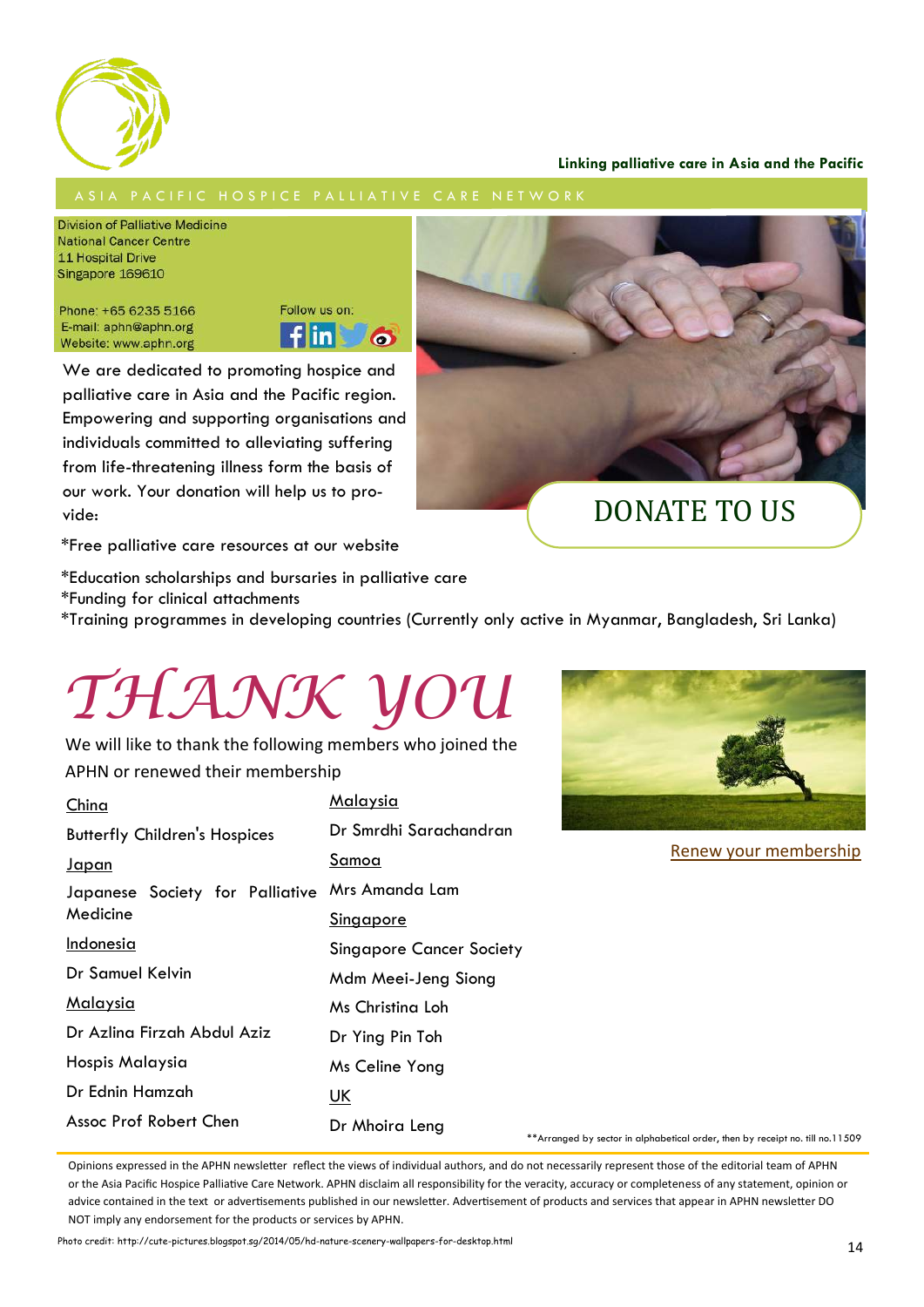Linking palliative care in Asia and the Pacific

ASIA PACIFIC HOSPICE PALLIATIVE CARE NETWORK

Division of Palliative Medicine
National Cancer Centre
11 Hospital Drive
Singapore 169610

Phone: +65 6235 5166
E-mail: aphn@aphn.org
Website: www.aphn.org

Follow us on:

We are dedicated to promoting hospice and palliative care in Asia and the Pacific region. Empowering and supporting organisations and individuals committed to alleviating suffering from life-threatening illness form the basis of our work. Your donation will help us to provide:

DONATE TO US

*Free palliative care resources at our website

*Education scholarships and bursaries in palliative care

*Funding for clinical attachments

*Training programmes in developing countries (Currently only active in Myanmar, Bangladesh, Sri Lanka)

# THANK YOU

We will like to thank the following members who joined the APHN or renewed their membership

China

Butterfly Children's Hospices

Japan

Japanese Society for Palliative Medicine

Indonesia

Dr Samuel Kelvin

Malaysia

Dr Azlina Firzah Abdul Aziz

Hospis Malaysia

Dr Ednin Hamzah

Assoc Prof Robert Chen

Malaysia

Dr Smrdhi Sarachandran

Samoa

Mrs Amanda Lam

Singapore

Singapore Cancer Society

Mdm Meei-Jeng Siong

Ms Christina Loh

Dr Ying Pin Toh

Ms Celine Yong

UK

Dr Mhoira Leng

Renew your membership

**Arranged by sector in alphabetical order, then by receipt no. till no.11509

Opinions expressed in the APHN newsletter reflect the views of individual authors, and do not necessarily represent those of the editorial team of APHN or the Asia Pacific Hospice Palliative Care Network. APHN disclaim all responsibility for the veracity, accuracy or completeness of any statement, opinion or advice contained in the text or advertisements published in our newsletter. Advertisement of products and services that appear in APHN newsletter DO NOT imply any endorsement for the products or services by APHN.

Photo credit: http://cute-pictures.blogspot.sg/2014/05/hd-nature-scenery-wallpapers-for-desktop.html